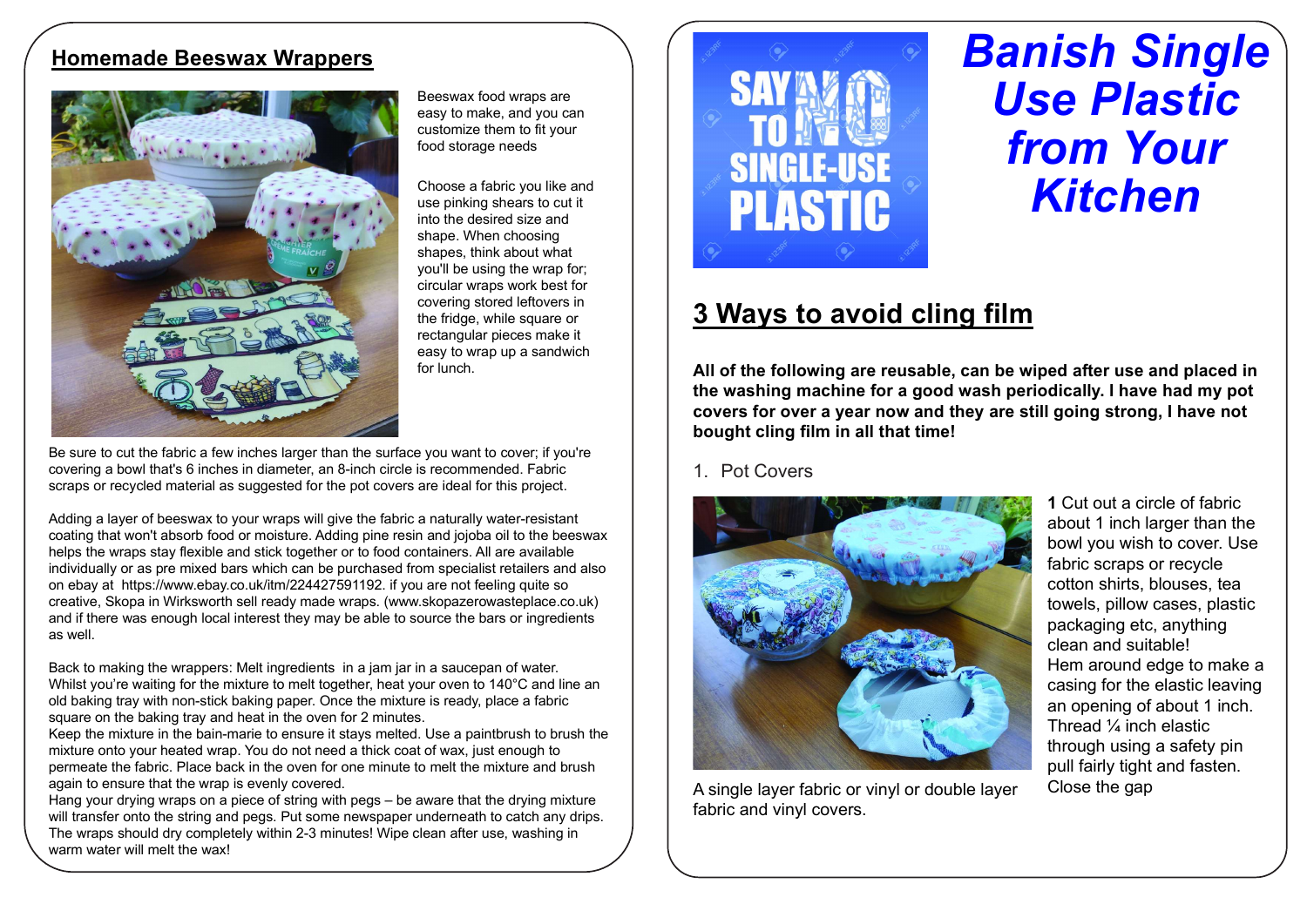## Homemade Beeswax Wrappers

Beeswax food wraps are easy to make, and you can customize them to fit your food storage needs

Choose a fabric you like and use pinking shears to cut it into the desired size and shape. When choosing shapes, think about what you'll be using the wrap for; circular wraps work best for covering stored leftovers in the fridge, while square or rectangular pieces make it easy to wrap up a sandwich for lunch.

Be sure to cut the fabric a few inches larger than the surface you want to cover; if you're covering a bowl that's 6 inches in diameter, an 8-inch circle is recommended. Fabric scraps or recycled material as suggested for the pot covers are ideal for this project.

Adding a layer of beeswax to your wraps will give the fabric a naturally water-resistant coating that won't absorb food or moisture. Adding pine resin and jojoba oil to the beeswax helps the wraps stay flexible and stick together or to food containers. All are available individually or as pre mixed bars which can be purchased from specialist retailers and also on ebay at https://www.ebay.co.uk/itm/224427591192. if you are not feeling quite so creative, Skopa in Wirksworth sell ready made wraps. (www.skopazerowasteplace.co.uk) and if there was enough local interest they may be able to source the bars or ingredients as well.

Back to making the wrappers: Melt ingredients in a jam jar in a saucepan of water. Whilst you're waiting for the mixture to melt together, heat your oven to 140°C and line an old baking tray with non-stick baking paper. Once the mixture is ready, place a fabric square on the baking tray and heat in the oven for 2 minutes.
Keep the mixture in the bain-marie to ensure it stays melted. Use a paintbrush to brush the mixture onto your heated wrap. You do not need a thick coat of wax, just enough to permeate the fabric. Place back in the oven for one minute to melt the mixture and brush again to ensure that the wrap is evenly covered.
Hang your drying wraps on a piece of string with pegs – be aware that the drying mixture will transfer onto the string and pegs. Put some newspaper underneath to catch any drips. The wraps should dry completely within 2-3 minutes! Wipe clean after use, washing in warm water will melt the wax!

# *Banish Single Use Plastic from Your Kitchen*

SAY NO TO SINGLE-USE PLASTIC

## 3 Ways to avoid cling film

**All of the following are reusable, can be wiped after use and placed in the washing machine for a good wash periodically. I have had my pot covers for over a year now and they are still going strong, I have not bought cling film in all that time!**

1. Pot Covers

A single layer fabric or vinyl or double layer fabric and vinyl covers.

**1** Cut out a circle of fabric about 1 inch larger than the bowl you wish to cover. Use fabric scraps or recycle cotton shirts, blouses, tea towels, pillow cases, plastic packaging etc, anything clean and suitable!
Hem around edge to make a casing for the elastic leaving an opening of about 1 inch.
Thread ¼ inch elastic through using a safety pin pull fairly tight and fasten.
Close the gap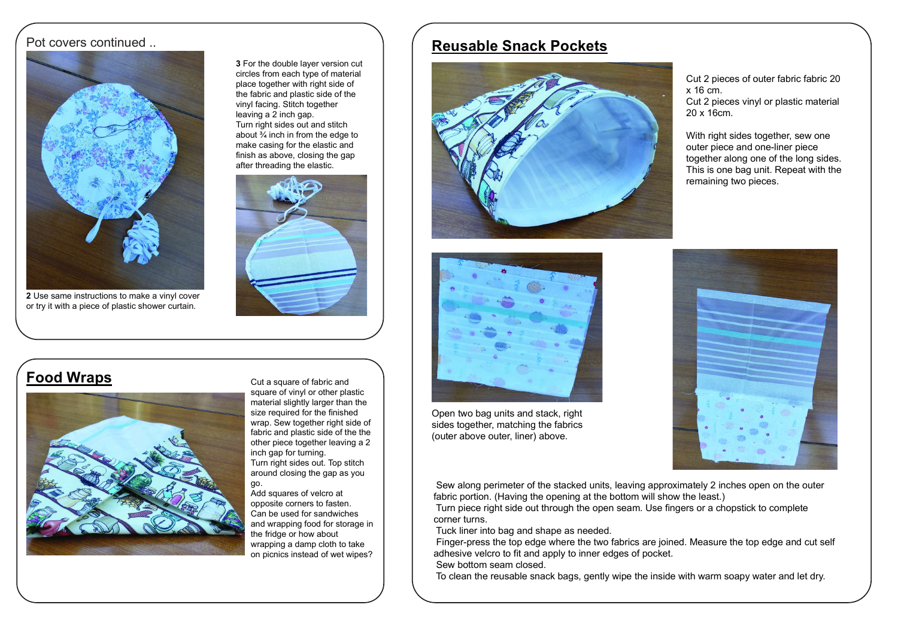Pot covers continued ..

**2** Use same instructions to make a vinyl cover or try it with a piece of plastic shower curtain.

**3** For the double layer version cut circles from each type of material place together with right side of the fabric and plastic side of the vinyl facing. Stitch together leaving a 2 inch gap.
Turn right sides out and stitch about ¾ inch in from the edge to make casing for the elastic and finish as above, closing the gap after threading the elastic.

## Food Wraps

Cut a square of fabric and square of vinyl or other plastic material slightly larger than the size required for the finished wrap. Sew together right side of fabric and plastic side of the the other piece together leaving a 2 inch gap for turning.
Turn right sides out. Top stitch around closing the gap as you go.
Add squares of velcro at opposite corners to fasten.
Can be used for sandwiches and wrapping food for storage in the fridge or how about wrapping a damp cloth to take on picnics instead of wet wipes?

## Reusable Snack Pockets

Cut 2 pieces of outer fabric fabric 20 x 16 cm.
Cut 2 pieces vinyl or plastic material 20 x 16cm.

With right sides together, sew one outer piece and one-liner piece together along one of the long sides. This is one bag unit. Repeat with the remaining two pieces.

Open two bag units and stack, right sides together, matching the fabrics (outer above outer, liner) above.

Sew along perimeter of the stacked units, leaving approximately 2 inches open on the outer fabric portion. (Having the opening at the bottom will show the least.)
Turn piece right side out through the open seam. Use fingers or a chopstick to complete corner turns.
Tuck liner into bag and shape as needed.
Finger-press the top edge where the two fabrics are joined. Measure the top edge and cut self adhesive velcro to fit and apply to inner edges of pocket.
Sew bottom seam closed.
To clean the reusable snack bags, gently wipe the inside with warm soapy water and let dry.